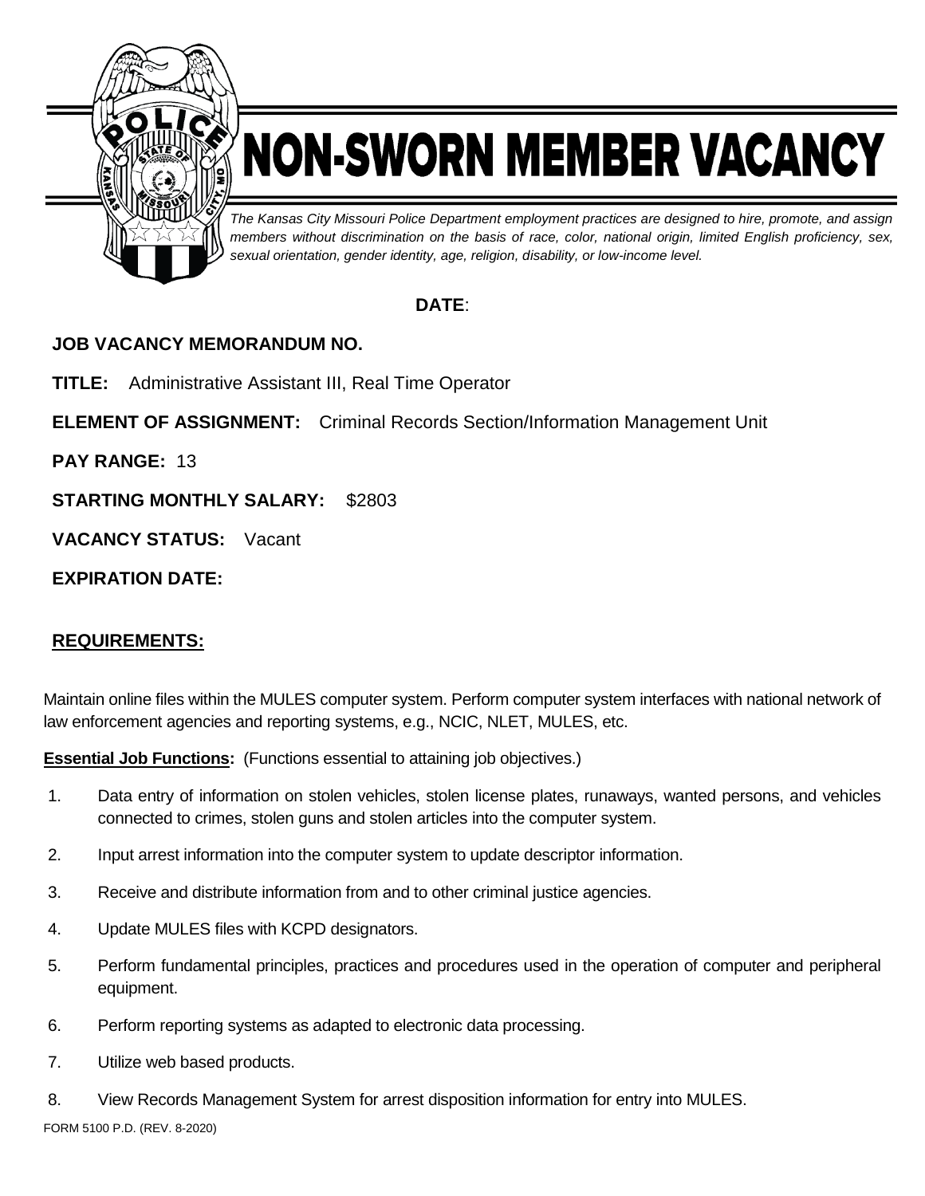# NON-SWORN MEMBER VACANCY

*The Kansas City Missouri Police Department employment practices are designed to hire, promote, and assign members without discrimination on the basis of race, color, national origin, limited English proficiency, sex, sexual orientation, gender identity, age, religion, disability, or low-income level.*

**DATE**:

**JOB VACANCY MEMORANDUM NO.**

**TITLE:** Administrative Assistant III, Real Time Operator

**ELEMENT OF ASSIGNMENT:** Criminal Records Section/Information Management Unit

**PAY RANGE:** 13

**STARTING MONTHLY SALARY:** $2803

**VACANCY STATUS:** Vacant

**EXPIRATION DATE:**

## REQUIREMENTS:

Maintain online files within the MULES computer system. Perform computer system interfaces with national network of law enforcement agencies and reporting systems, e.g., NCIC, NLET, MULES, etc.

**Essential Job Functions:** (Functions essential to attaining job objectives.)

1. Data entry of information on stolen vehicles, stolen license plates, runaways, wanted persons, and vehicles connected to crimes, stolen guns and stolen articles into the computer system.
2. Input arrest information into the computer system to update descriptor information.
3. Receive and distribute information from and to other criminal justice agencies.
4. Update MULES files with KCPD designators.
5. Perform fundamental principles, practices and procedures used in the operation of computer and peripheral equipment.
6. Perform reporting systems as adapted to electronic data processing.
7. Utilize web based products.
8. View Records Management System for arrest disposition information for entry into MULES.

FORM 5100 P.D. (REV. 8-2020)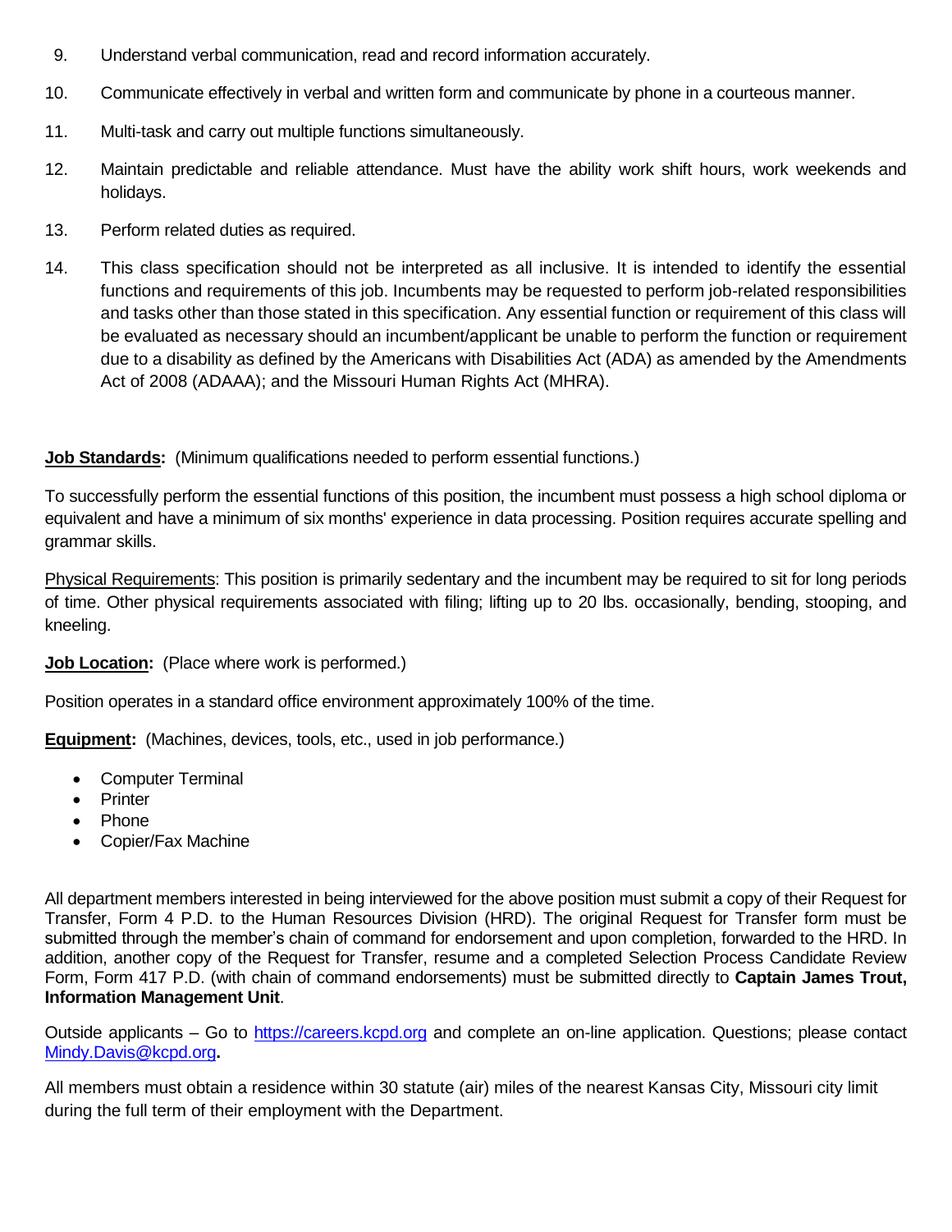9. Understand verbal communication, read and record information accurately.
10. Communicate effectively in verbal and written form and communicate by phone in a courteous manner.
11. Multi-task and carry out multiple functions simultaneously.
12. Maintain predictable and reliable attendance. Must have the ability work shift hours, work weekends and holidays.
13. Perform related duties as required.
14. This class specification should not be interpreted as all inclusive. It is intended to identify the essential functions and requirements of this job. Incumbents may be requested to perform job-related responsibilities and tasks other than those stated in this specification. Any essential function or requirement of this class will be evaluated as necessary should an incumbent/applicant be unable to perform the function or requirement due to a disability as defined by the Americans with Disabilities Act (ADA) as amended by the Amendments Act of 2008 (ADAAA); and the Missouri Human Rights Act (MHRA).

**Job Standards:** (Minimum qualifications needed to perform essential functions.)

To successfully perform the essential functions of this position, the incumbent must possess a high school diploma or equivalent and have a minimum of six months' experience in data processing. Position requires accurate spelling and grammar skills.

Physical Requirements: This position is primarily sedentary and the incumbent may be required to sit for long periods of time. Other physical requirements associated with filing; lifting up to 20 lbs. occasionally, bending, stooping, and kneeling.

**Job Location:** (Place where work is performed.)

Position operates in a standard office environment approximately 100% of the time.

**Equipment:** (Machines, devices, tools, etc., used in job performance.)

- Computer Terminal
- Printer
- Phone
- Copier/Fax Machine

All department members interested in being interviewed for the above position must submit a copy of their Request for Transfer, Form 4 P.D. to the Human Resources Division (HRD). The original Request for Transfer form must be submitted through the member's chain of command for endorsement and upon completion, forwarded to the HRD. In addition, another copy of the Request for Transfer, resume and a completed Selection Process Candidate Review Form, Form 417 P.D. (with chain of command endorsements) must be submitted directly to **Captain James Trout, Information Management Unit**.

Outside applicants – Go to https://careers.kcpd.org and complete an on-line application. Questions; please contact Mindy.Davis@kcpd.org**.**

All members must obtain a residence within 30 statute (air) miles of the nearest Kansas City, Missouri city limit during the full term of their employment with the Department.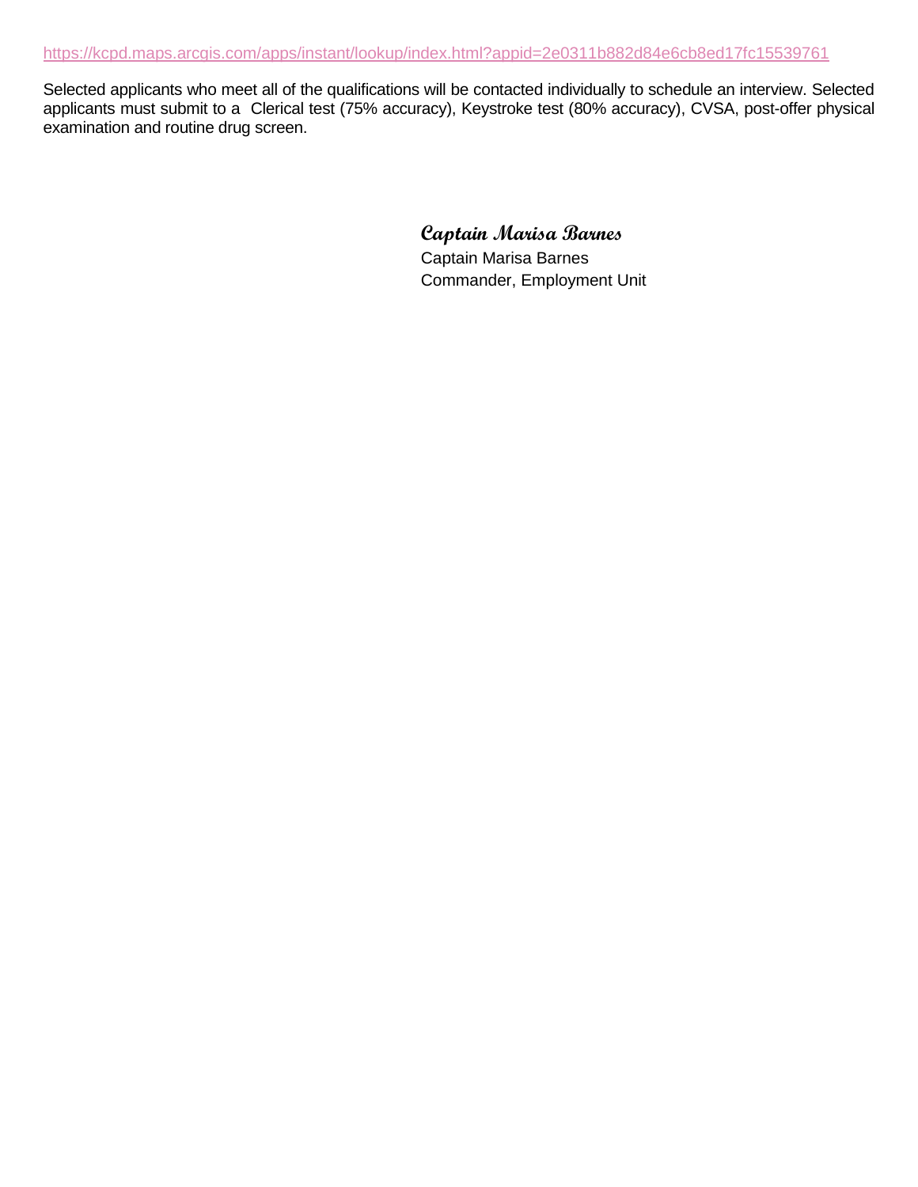https://kcpd.maps.arcgis.com/apps/instant/lookup/index.html?appid=2e0311b882d84e6cb8ed17fc15539761

Selected applicants who meet all of the qualifications will be contacted individually to schedule an interview. Selected applicants must submit to a Clerical test (75% accuracy), Keystroke test (80% accuracy), CVSA, post-offer physical examination and routine drug screen.

*Captain Marisa Barnes*

Captain Marisa Barnes
Commander, Employment Unit